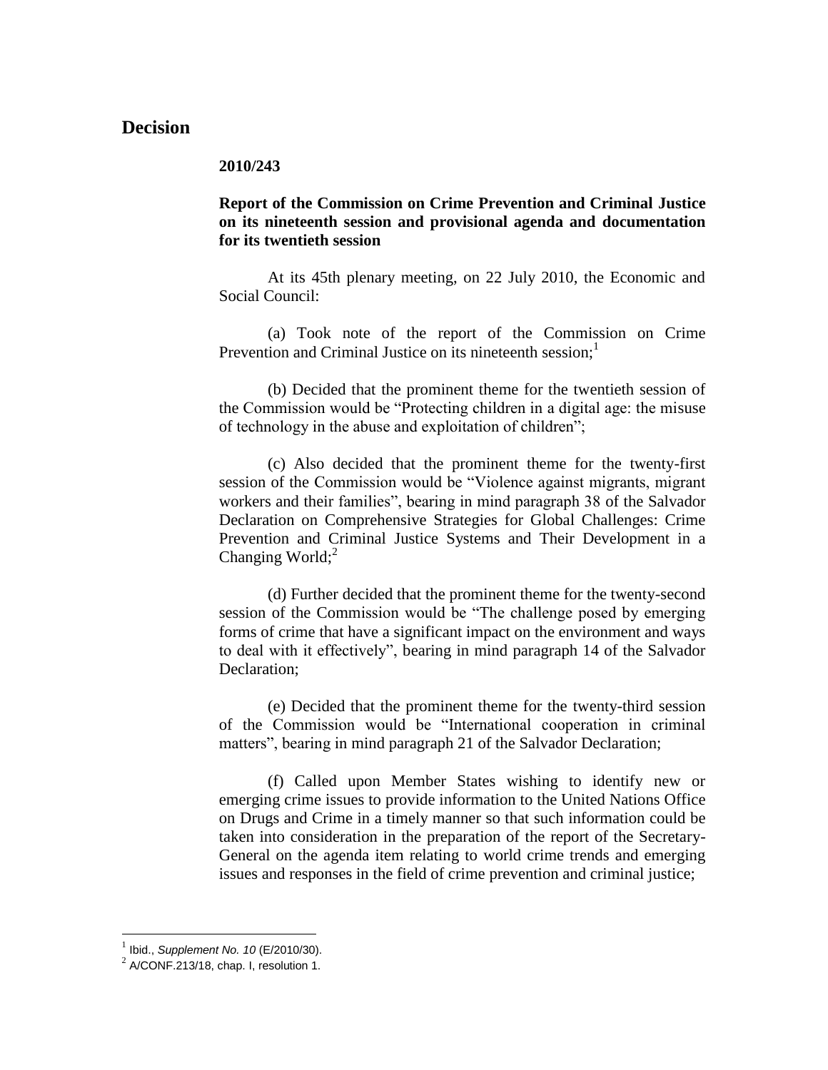# Decision

**2010/243**

**Report of the Commission on Crime Prevention and Criminal Justice on its nineteenth session and provisional agenda and documentation for its twentieth session**

At its 45th plenary meeting, on 22 July 2010, the Economic and Social Council:

(a) Took note of the report of the Commission on Crime Prevention and Criminal Justice on its nineteenth session;[1]

(b) Decided that the prominent theme for the twentieth session of the Commission would be "Protecting children in a digital age: the misuse of technology in the abuse and exploitation of children";

(c) Also decided that the prominent theme for the twenty-first session of the Commission would be "Violence against migrants, migrant workers and their families", bearing in mind paragraph 38 of the Salvador Declaration on Comprehensive Strategies for Global Challenges: Crime Prevention and Criminal Justice Systems and Their Development in a Changing World;[2]

(d) Further decided that the prominent theme for the twenty-second session of the Commission would be "The challenge posed by emerging forms of crime that have a significant impact on the environment and ways to deal with it effectively", bearing in mind paragraph 14 of the Salvador Declaration;

(e) Decided that the prominent theme for the twenty-third session of the Commission would be "International cooperation in criminal matters", bearing in mind paragraph 21 of the Salvador Declaration;

(f) Called upon Member States wishing to identify new or emerging crime issues to provide information to the United Nations Office on Drugs and Crime in a timely manner so that such information could be taken into consideration in the preparation of the report of the Secretary-General on the agenda item relating to world crime trends and emerging issues and responses in the field of crime prevention and criminal justice;

---

[1] Ibid., *Supplement No. 10* (E/2010/30).

[2] A/CONF.213/18, chap. I, resolution 1.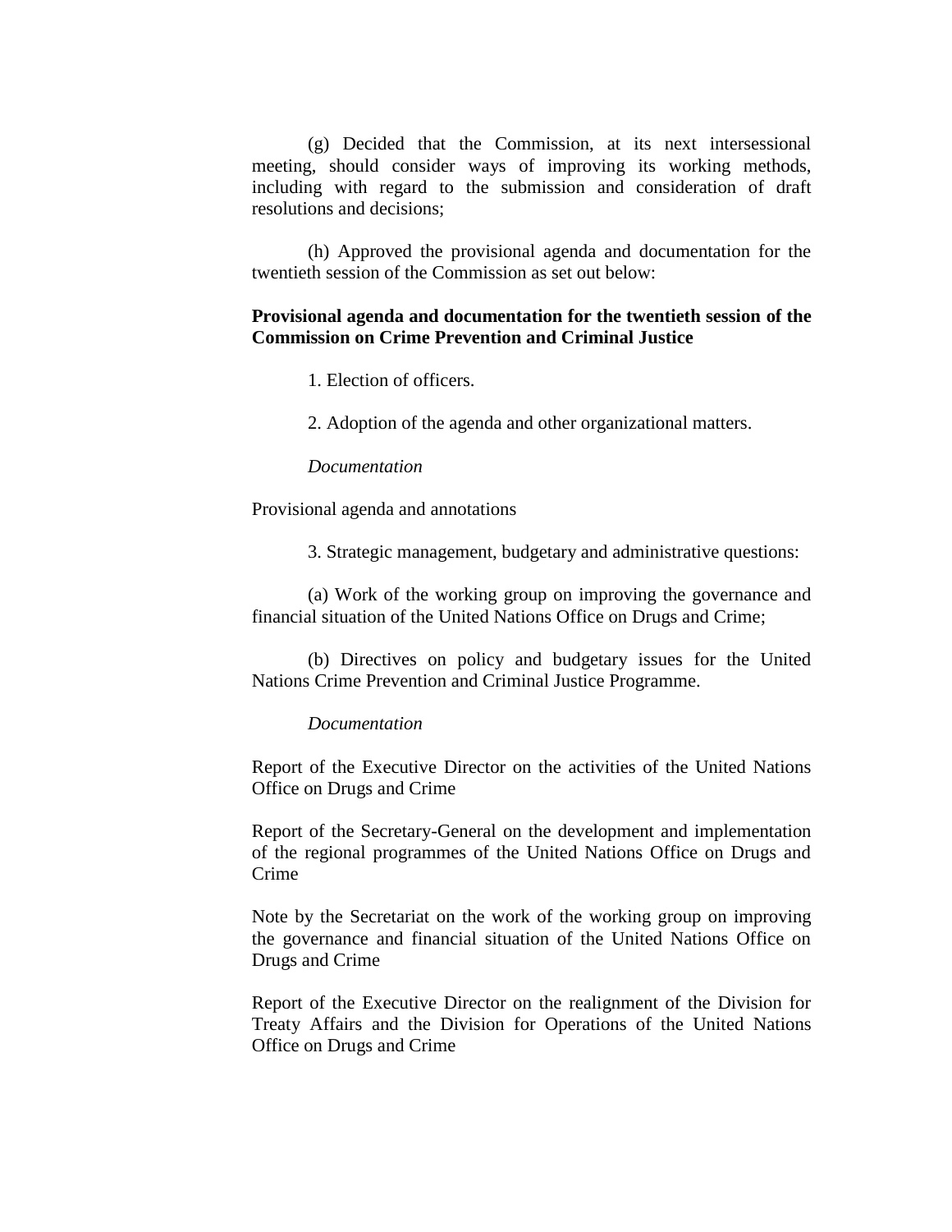(g) Decided that the Commission, at its next intersessional meeting, should consider ways of improving its working methods, including with regard to the submission and consideration of draft resolutions and decisions;

(h) Approved the provisional agenda and documentation for the twentieth session of the Commission as set out below:

**Provisional agenda and documentation for the twentieth session of the Commission on Crime Prevention and Criminal Justice**

1. Election of officers.

2. Adoption of the agenda and other organizational matters.

*Documentation*

Provisional agenda and annotations

3. Strategic management, budgetary and administrative questions:

(a) Work of the working group on improving the governance and financial situation of the United Nations Office on Drugs and Crime;

(b) Directives on policy and budgetary issues for the United Nations Crime Prevention and Criminal Justice Programme.

*Documentation*

Report of the Executive Director on the activities of the United Nations Office on Drugs and Crime

Report of the Secretary-General on the development and implementation of the regional programmes of the United Nations Office on Drugs and Crime

Note by the Secretariat on the work of the working group on improving the governance and financial situation of the United Nations Office on Drugs and Crime

Report of the Executive Director on the realignment of the Division for Treaty Affairs and the Division for Operations of the United Nations Office on Drugs and Crime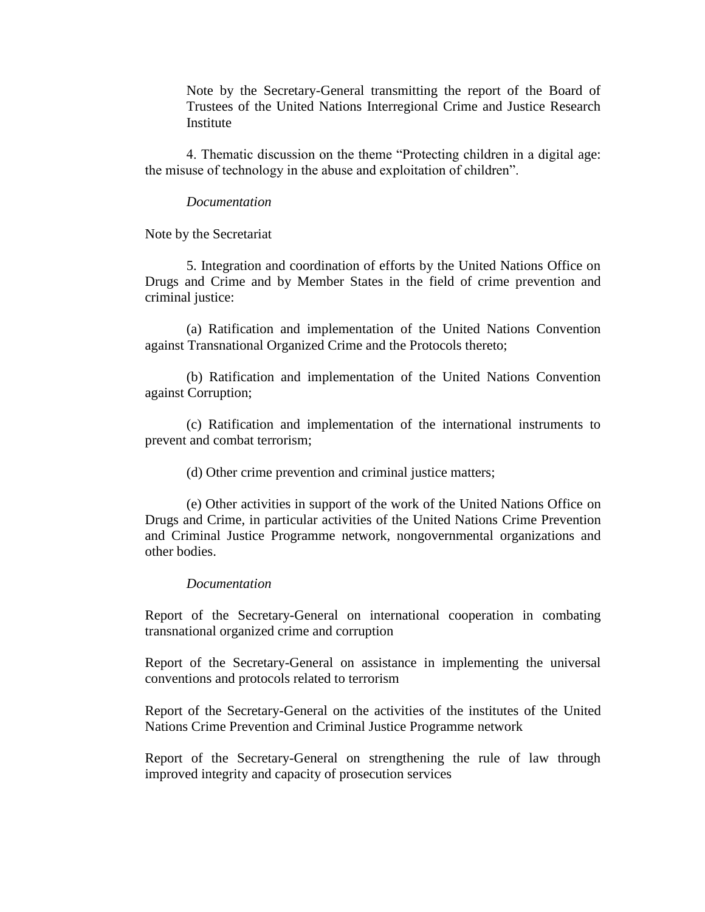Note by the Secretary-General transmitting the report of the Board of Trustees of the United Nations Interregional Crime and Justice Research Institute

4. Thematic discussion on the theme "Protecting children in a digital age: the misuse of technology in the abuse and exploitation of children".

*Documentation*

Note by the Secretariat

5. Integration and coordination of efforts by the United Nations Office on Drugs and Crime and by Member States in the field of crime prevention and criminal justice:

(a) Ratification and implementation of the United Nations Convention against Transnational Organized Crime and the Protocols thereto;

(b) Ratification and implementation of the United Nations Convention against Corruption;

(c) Ratification and implementation of the international instruments to prevent and combat terrorism;

(d) Other crime prevention and criminal justice matters;

(e) Other activities in support of the work of the United Nations Office on Drugs and Crime, in particular activities of the United Nations Crime Prevention and Criminal Justice Programme network, nongovernmental organizations and other bodies.

*Documentation*

Report of the Secretary-General on international cooperation in combating transnational organized crime and corruption

Report of the Secretary-General on assistance in implementing the universal conventions and protocols related to terrorism

Report of the Secretary-General on the activities of the institutes of the United Nations Crime Prevention and Criminal Justice Programme network

Report of the Secretary-General on strengthening the rule of law through improved integrity and capacity of prosecution services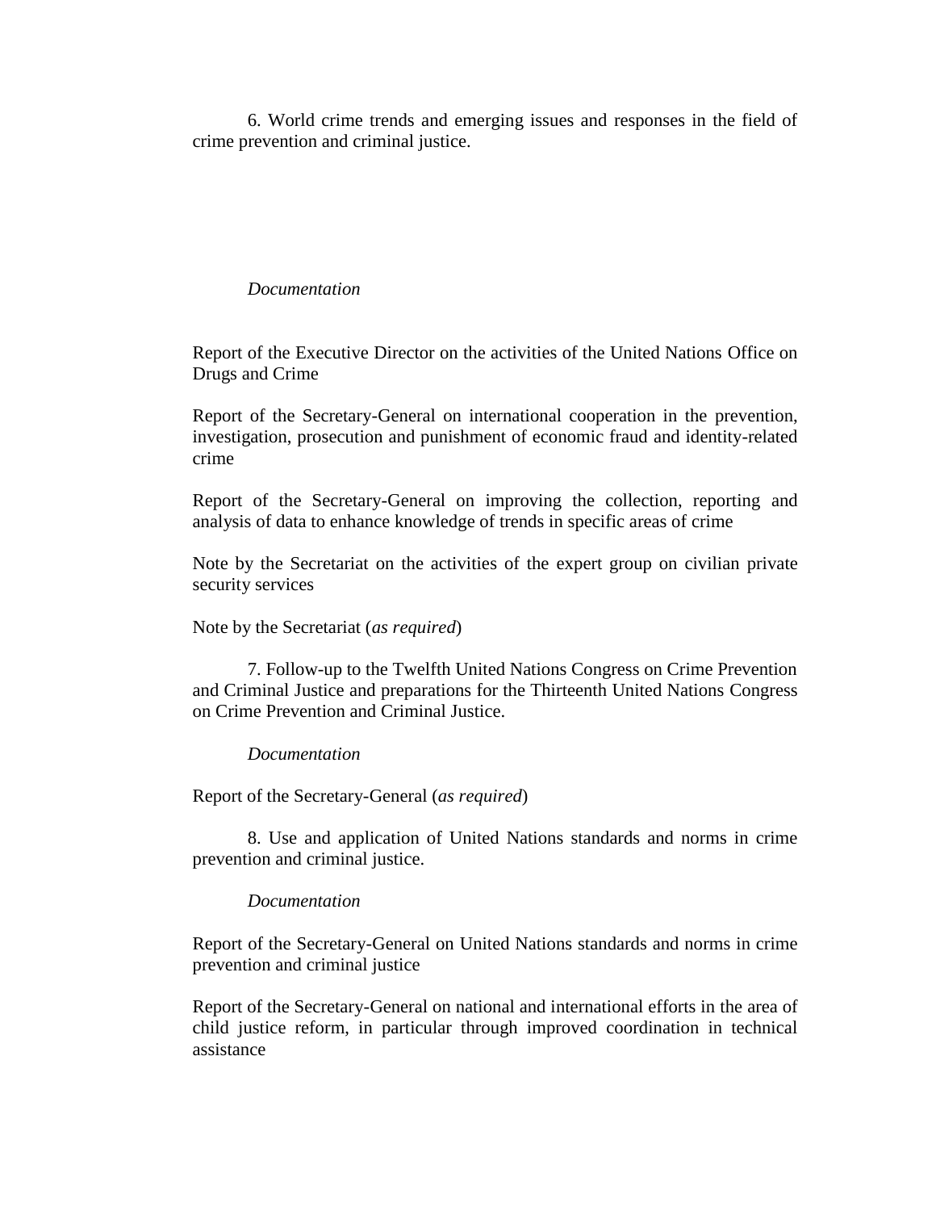6. World crime trends and emerging issues and responses in the field of crime prevention and criminal justice.

*Documentation*

Report of the Executive Director on the activities of the United Nations Office on Drugs and Crime

Report of the Secretary-General on international cooperation in the prevention, investigation, prosecution and punishment of economic fraud and identity-related crime

Report of the Secretary-General on improving the collection, reporting and analysis of data to enhance knowledge of trends in specific areas of crime

Note by the Secretariat on the activities of the expert group on civilian private security services

Note by the Secretariat (*as required*)

7. Follow-up to the Twelfth United Nations Congress on Crime Prevention and Criminal Justice and preparations for the Thirteenth United Nations Congress on Crime Prevention and Criminal Justice.

*Documentation*

Report of the Secretary-General (*as required*)

8. Use and application of United Nations standards and norms in crime prevention and criminal justice.

*Documentation*

Report of the Secretary-General on United Nations standards and norms in crime prevention and criminal justice

Report of the Secretary-General on national and international efforts in the area of child justice reform, in particular through improved coordination in technical assistance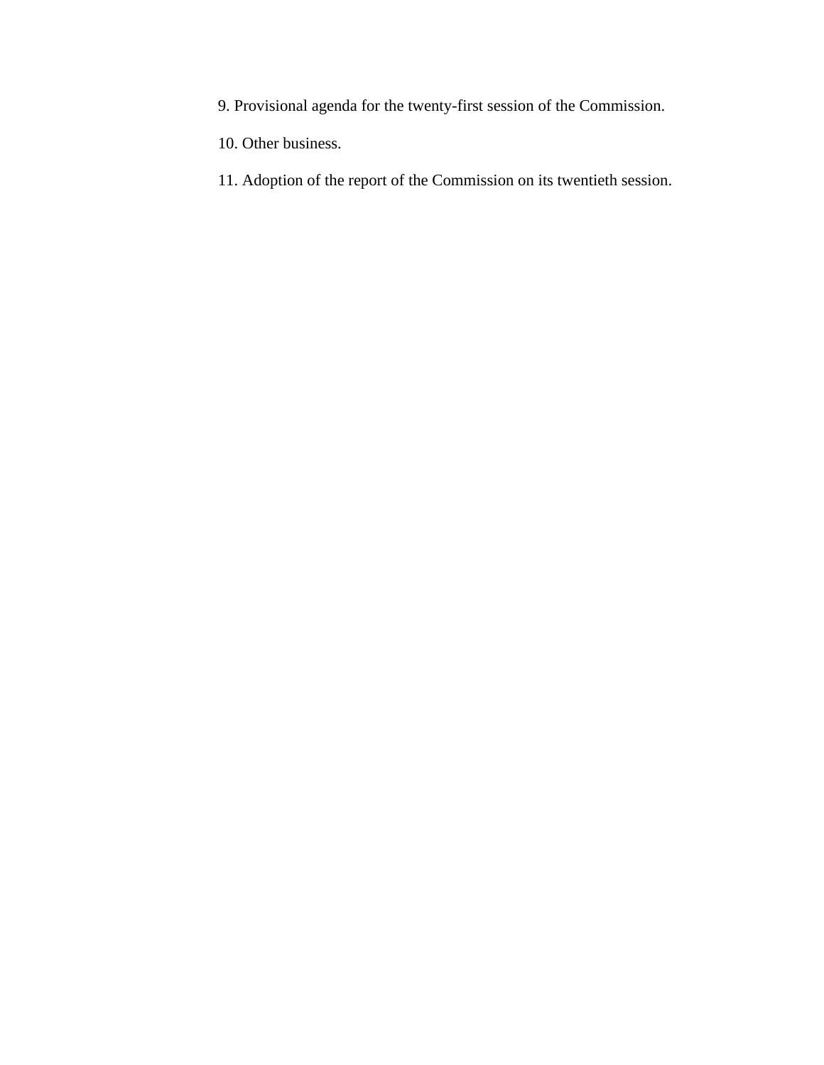9. Provisional agenda for the twenty-first session of the Commission.

10. Other business.

11. Adoption of the report of the Commission on its twentieth session.